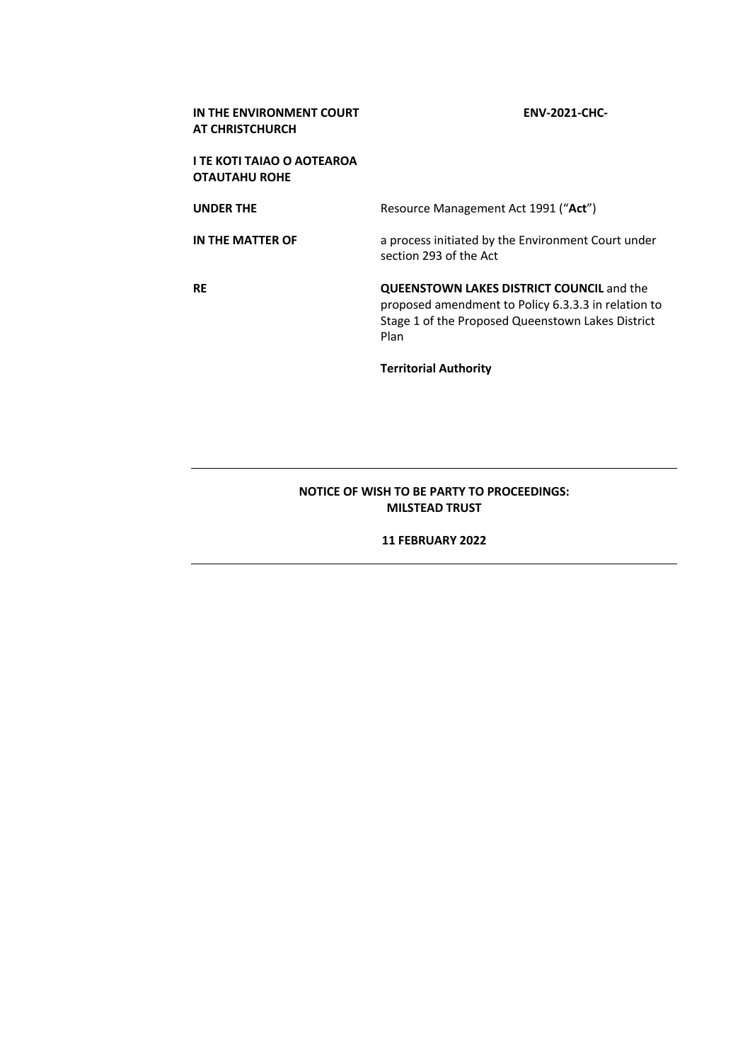**IN THE ENVIRONMENT COURT AT CHRISTCHURCH**

**ENV-2021-CHC-**

**I TE KOTI TAIAO O AOTEAROA OTAUTAHU ROHE**

| | |
|---|---|
| **UNDER THE** | Resource Management Act 1991 ("**Act**") |
| **IN THE MATTER OF** | a process initiated by the Environment Court under section 293 of the Act |
| **RE** | **QUEENSTOWN LAKES DISTRICT COUNCIL** and the proposed amendment to Policy 6.3.3.3 in relation to Stage 1 of the Proposed Queenstown Lakes District Plan |
| | **Territorial Authority** |

---

**NOTICE OF WISH TO BE PARTY TO PROCEEDINGS: MILSTEAD TRUST**

**11 FEBRUARY 2022**

---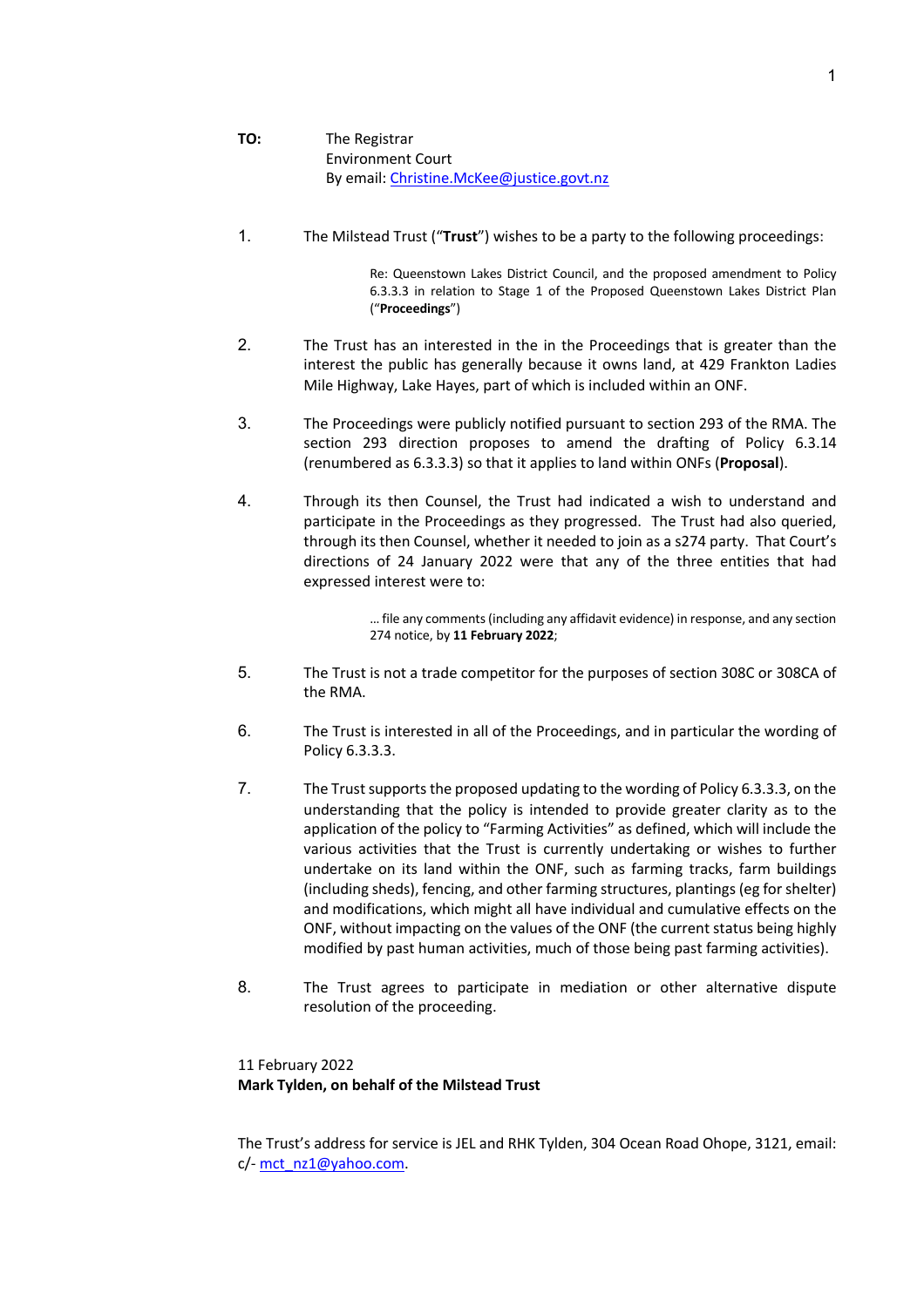**TO:** The Registrar
Environment Court
By email: Christine.McKee@justice.govt.nz

1. The Milstead Trust ("**Trust**") wishes to be a party to the following proceedings:

   > Re: Queenstown Lakes District Council, and the proposed amendment to Policy 6.3.3.3 in relation to Stage 1 of the Proposed Queenstown Lakes District Plan ("**Proceedings**")

2. The Trust has an interested in the in the Proceedings that is greater than the interest the public has generally because it owns land, at 429 Frankton Ladies Mile Highway, Lake Hayes, part of which is included within an ONF.

3. The Proceedings were publicly notified pursuant to section 293 of the RMA. The section 293 direction proposes to amend the drafting of Policy 6.3.14 (renumbered as 6.3.3.3) so that it applies to land within ONFs (**Proposal**).

4. Through its then Counsel, the Trust had indicated a wish to understand and participate in the Proceedings as they progressed. The Trust had also queried, through its then Counsel, whether it needed to join as a s274 party. That Court's directions of 24 January 2022 were that any of the three entities that had expressed interest were to:

   > … file any comments (including any affidavit evidence) in response, and any section 274 notice, by **11 February 2022**;

5. The Trust is not a trade competitor for the purposes of section 308C or 308CA of the RMA.

6. The Trust is interested in all of the Proceedings, and in particular the wording of Policy 6.3.3.3.

7. The Trust supports the proposed updating to the wording of Policy 6.3.3.3, on the understanding that the policy is intended to provide greater clarity as to the application of the policy to "Farming Activities" as defined, which will include the various activities that the Trust is currently undertaking or wishes to further undertake on its land within the ONF, such as farming tracks, farm buildings (including sheds), fencing, and other farming structures, plantings (eg for shelter) and modifications, which might all have individual and cumulative effects on the ONF, without impacting on the values of the ONF (the current status being highly modified by past human activities, much of those being past farming activities).

8. The Trust agrees to participate in mediation or other alternative dispute resolution of the proceeding.

11 February 2022
**Mark Tylden, on behalf of the Milstead Trust**

The Trust's address for service is JEL and RHK Tylden, 304 Ocean Road Ohope, 3121, email: c/- mct_nz1@yahoo.com.